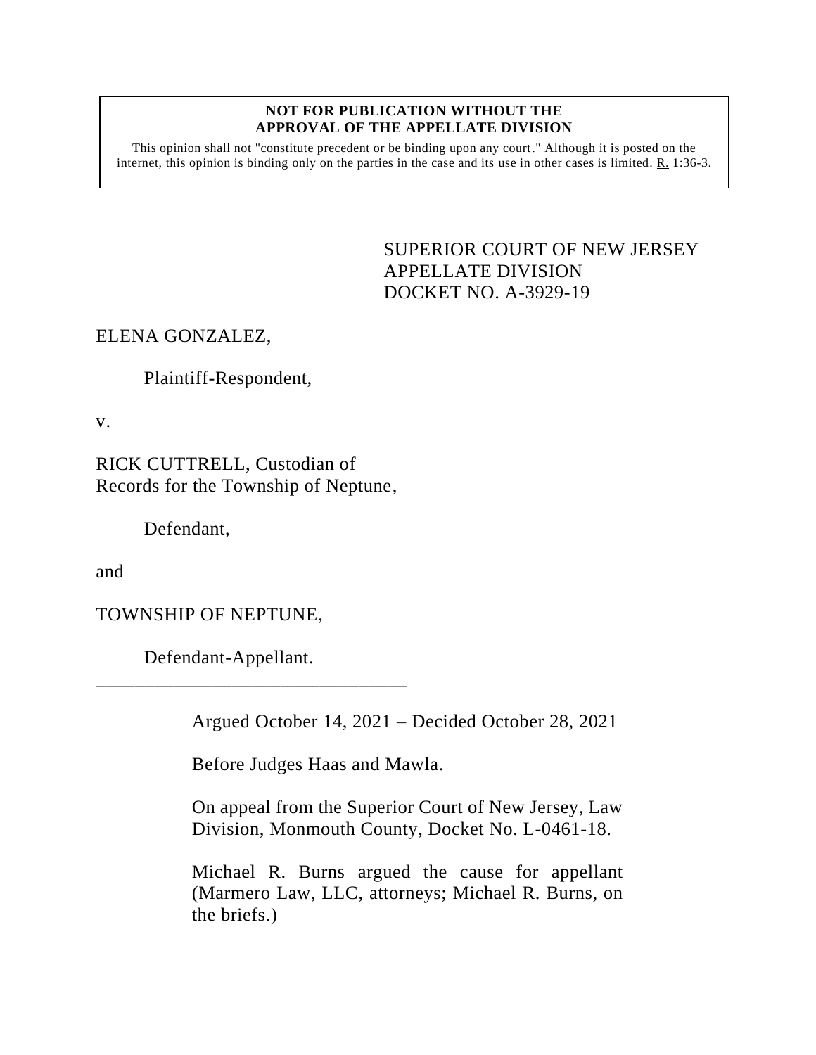**NOT FOR PUBLICATION WITHOUT THE APPROVAL OF THE APPELLATE DIVISION**

This opinion shall not "constitute precedent or be binding upon any court." Although it is posted on the internet, this opinion is binding only on the parties in the case and its use in other cases is limited. R. 1:36-3.

SUPERIOR COURT OF NEW JERSEY
APPELLATE DIVISION
DOCKET NO. A-3929-19

ELENA GONZALEZ,

Plaintiff-Respondent,

v.

RICK CUTTRELL, Custodian of Records for the Township of Neptune,

Defendant,

and

TOWNSHIP OF NEPTUNE,

Defendant-Appellant.

\_\_\_\_\_\_\_\_\_\_\_\_\_\_\_\_\_\_\_\_\_\_\_\_\_\_\_\_\_\_\_\_\_\_

Argued October 14, 2021 – Decided October 28, 2021

Before Judges Haas and Mawla.

On appeal from the Superior Court of New Jersey, Law Division, Monmouth County, Docket No. L-0461-18.

Michael R. Burns argued the cause for appellant (Marmero Law, LLC, attorneys; Michael R. Burns, on the briefs.)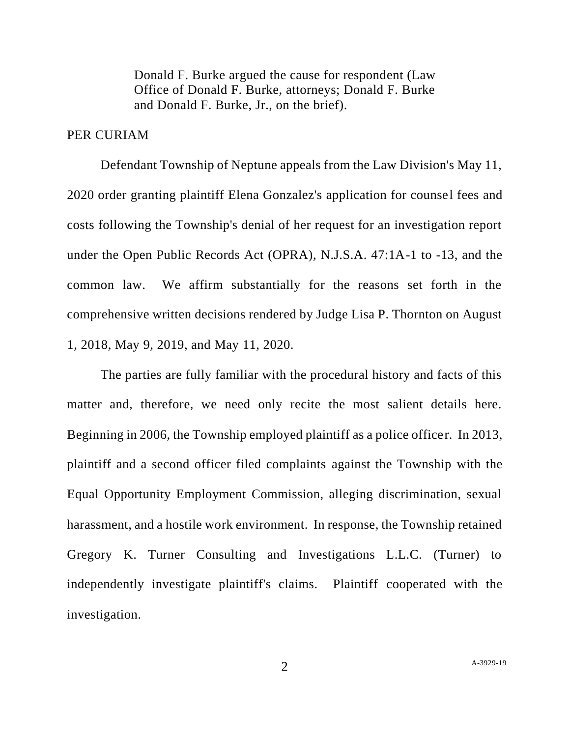Donald F. Burke argued the cause for respondent (Law Office of Donald F. Burke, attorneys; Donald F. Burke and Donald F. Burke, Jr., on the brief).

PER CURIAM

Defendant Township of Neptune appeals from the Law Division's May 11, 2020 order granting plaintiff Elena Gonzalez's application for counsel fees and costs following the Township's denial of her request for an investigation report under the Open Public Records Act (OPRA), N.J.S.A. 47:1A-1 to -13, and the common law. We affirm substantially for the reasons set forth in the comprehensive written decisions rendered by Judge Lisa P. Thornton on August 1, 2018, May 9, 2019, and May 11, 2020.

The parties are fully familiar with the procedural history and facts of this matter and, therefore, we need only recite the most salient details here. Beginning in 2006, the Township employed plaintiff as a police officer. In 2013, plaintiff and a second officer filed complaints against the Township with the Equal Opportunity Employment Commission, alleging discrimination, sexual harassment, and a hostile work environment. In response, the Township retained Gregory K. Turner Consulting and Investigations L.L.C. (Turner) to independently investigate plaintiff's claims. Plaintiff cooperated with the investigation.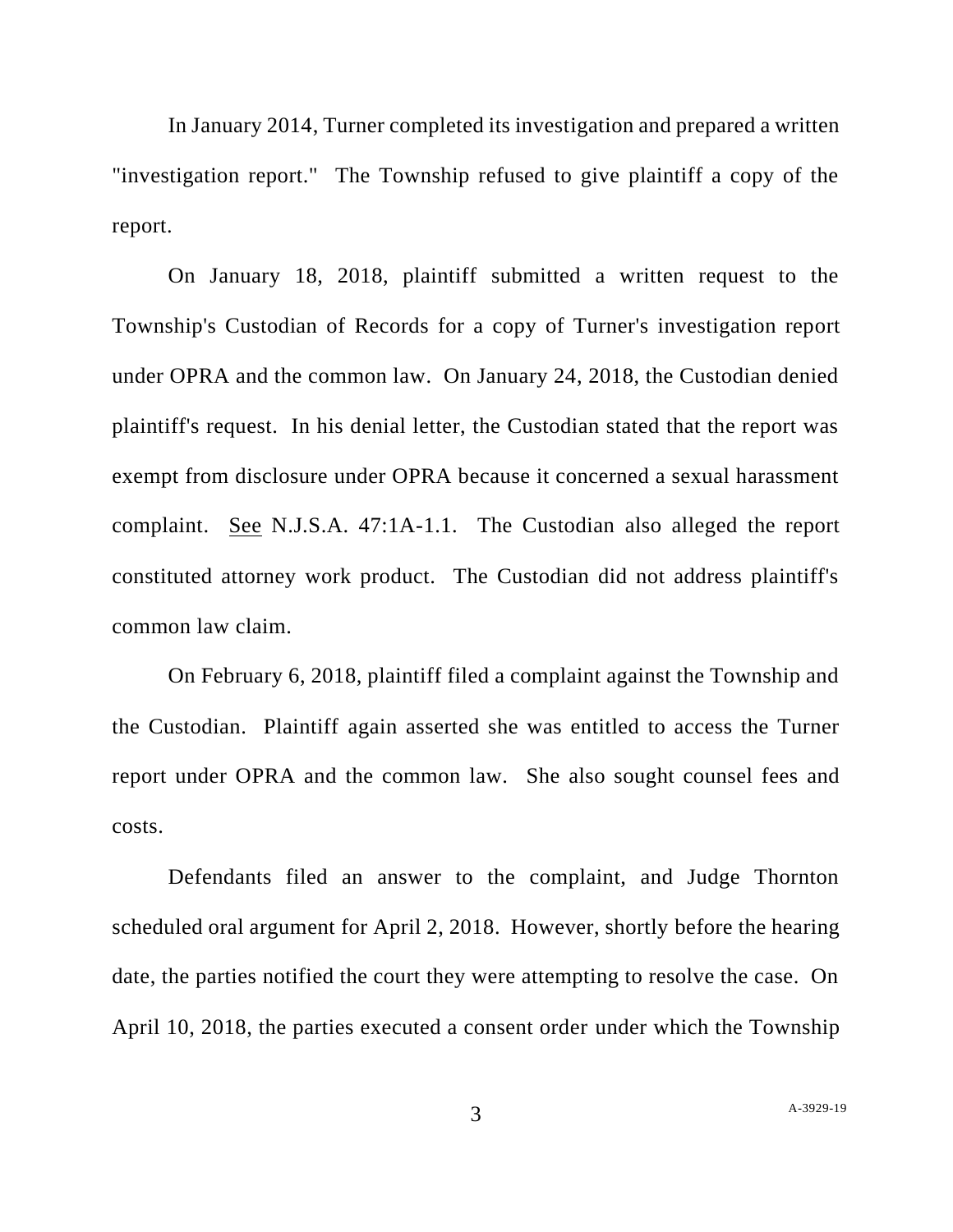In January 2014, Turner completed its investigation and prepared a written "investigation report." The Township refused to give plaintiff a copy of the report.

On January 18, 2018, plaintiff submitted a written request to the Township's Custodian of Records for a copy of Turner's investigation report under OPRA and the common law. On January 24, 2018, the Custodian denied plaintiff's request. In his denial letter, the Custodian stated that the report was exempt from disclosure under OPRA because it concerned a sexual harassment complaint. See N.J.S.A. 47:1A-1.1. The Custodian also alleged the report constituted attorney work product. The Custodian did not address plaintiff's common law claim.

On February 6, 2018, plaintiff filed a complaint against the Township and the Custodian. Plaintiff again asserted she was entitled to access the Turner report under OPRA and the common law. She also sought counsel fees and costs.

Defendants filed an answer to the complaint, and Judge Thornton scheduled oral argument for April 2, 2018. However, shortly before the hearing date, the parties notified the court they were attempting to resolve the case. On April 10, 2018, the parties executed a consent order under which the Township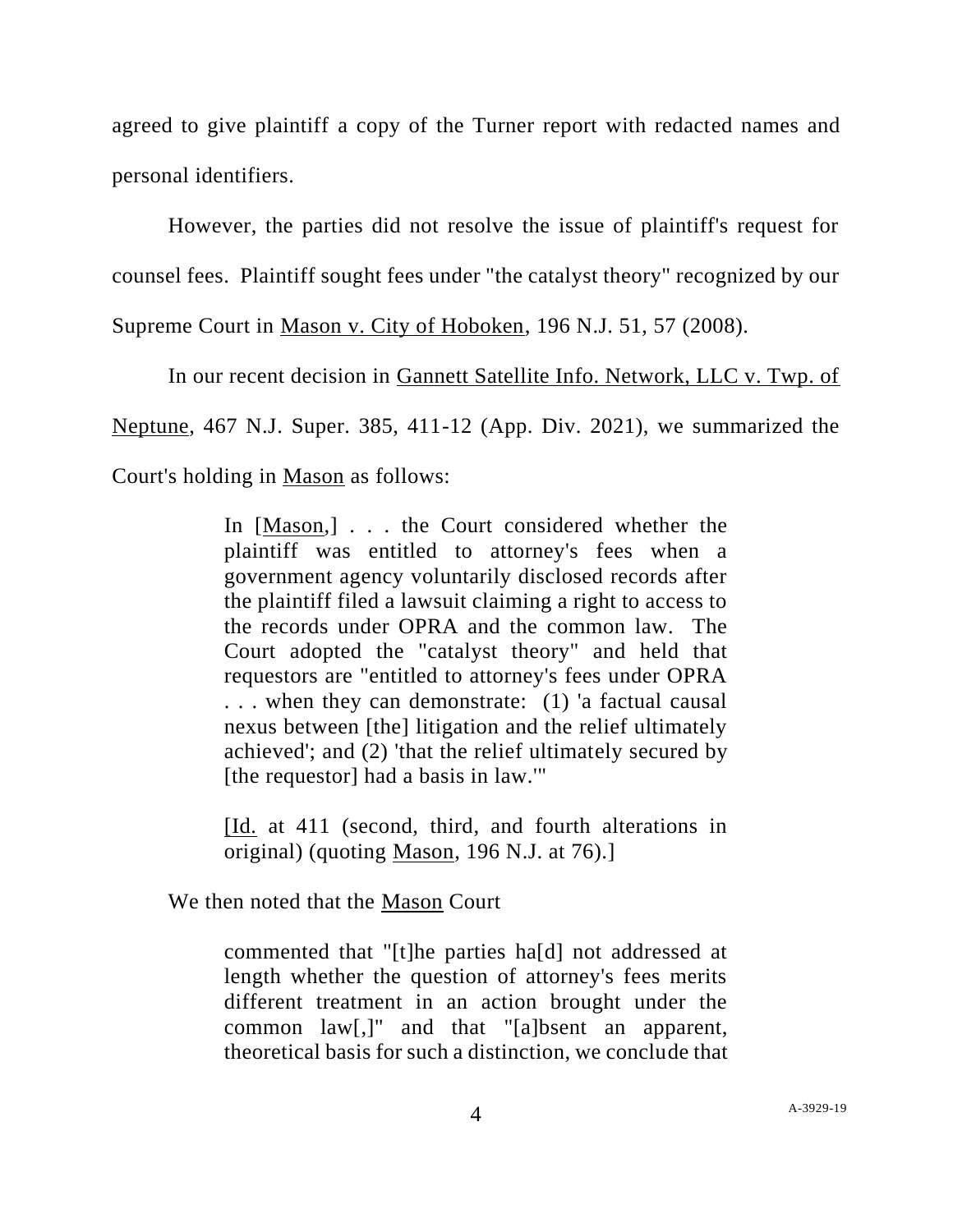agreed to give plaintiff a copy of the Turner report with redacted names and personal identifiers.

However, the parties did not resolve the issue of plaintiff's request for counsel fees. Plaintiff sought fees under "the catalyst theory" recognized by our Supreme Court in Mason v. City of Hoboken, 196 N.J. 51, 57 (2008).

In our recent decision in Gannett Satellite Info. Network, LLC v. Twp. of Neptune, 467 N.J. Super. 385, 411-12 (App. Div. 2021), we summarized the Court's holding in Mason as follows:

> In [Mason,] . . . the Court considered whether the plaintiff was entitled to attorney's fees when a government agency voluntarily disclosed records after the plaintiff filed a lawsuit claiming a right to access to the records under OPRA and the common law. The Court adopted the "catalyst theory" and held that requestors are "entitled to attorney's fees under OPRA . . . when they can demonstrate: (1) 'a factual causal nexus between [the] litigation and the relief ultimately achieved'; and (2) 'that the relief ultimately secured by [the requestor] had a basis in law.'"
>
> [Id. at 411 (second, third, and fourth alterations in original) (quoting Mason, 196 N.J. at 76).]

We then noted that the Mason Court

> commented that "[t]he parties ha[d] not addressed at length whether the question of attorney's fees merits different treatment in an action brought under the common law[,]" and that "[a]bsent an apparent, theoretical basis for such a distinction, we conclude that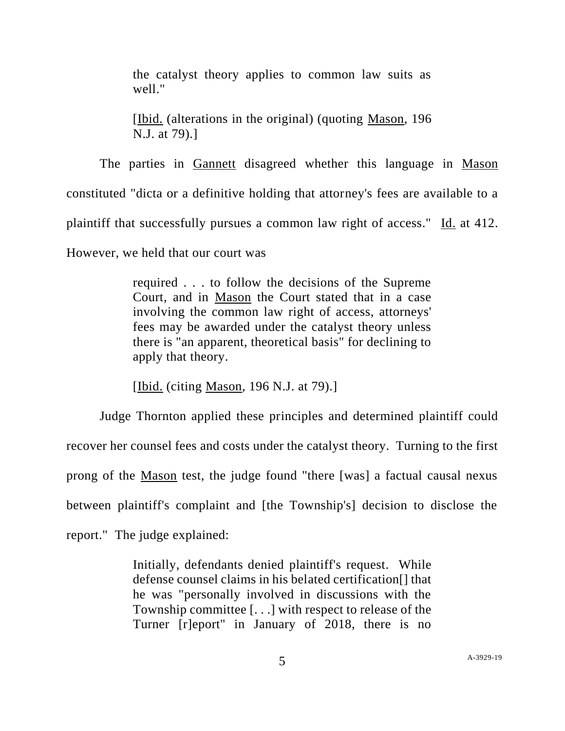> the catalyst theory applies to common law suits as well."
>
> [Ibid. (alterations in the original) (quoting Mason, 196 N.J. at 79).]

The parties in Gannett disagreed whether this language in Mason constituted "dicta or a definitive holding that attorney's fees are available to a plaintiff that successfully pursues a common law right of access." Id. at 412. However, we held that our court was

> required . . . to follow the decisions of the Supreme Court, and in Mason the Court stated that in a case involving the common law right of access, attorneys' fees may be awarded under the catalyst theory unless there is "an apparent, theoretical basis" for declining to apply that theory.
>
> [Ibid. (citing Mason, 196 N.J. at 79).]

Judge Thornton applied these principles and determined plaintiff could recover her counsel fees and costs under the catalyst theory. Turning to the first prong of the Mason test, the judge found "there [was] a factual causal nexus between plaintiff's complaint and [the Township's] decision to disclose the report." The judge explained:

> Initially, defendants denied plaintiff's request. While defense counsel claims in his belated certification[] that he was "personally involved in discussions with the Township committee [. . .] with respect to release of the Turner [r]eport" in January of 2018, there is no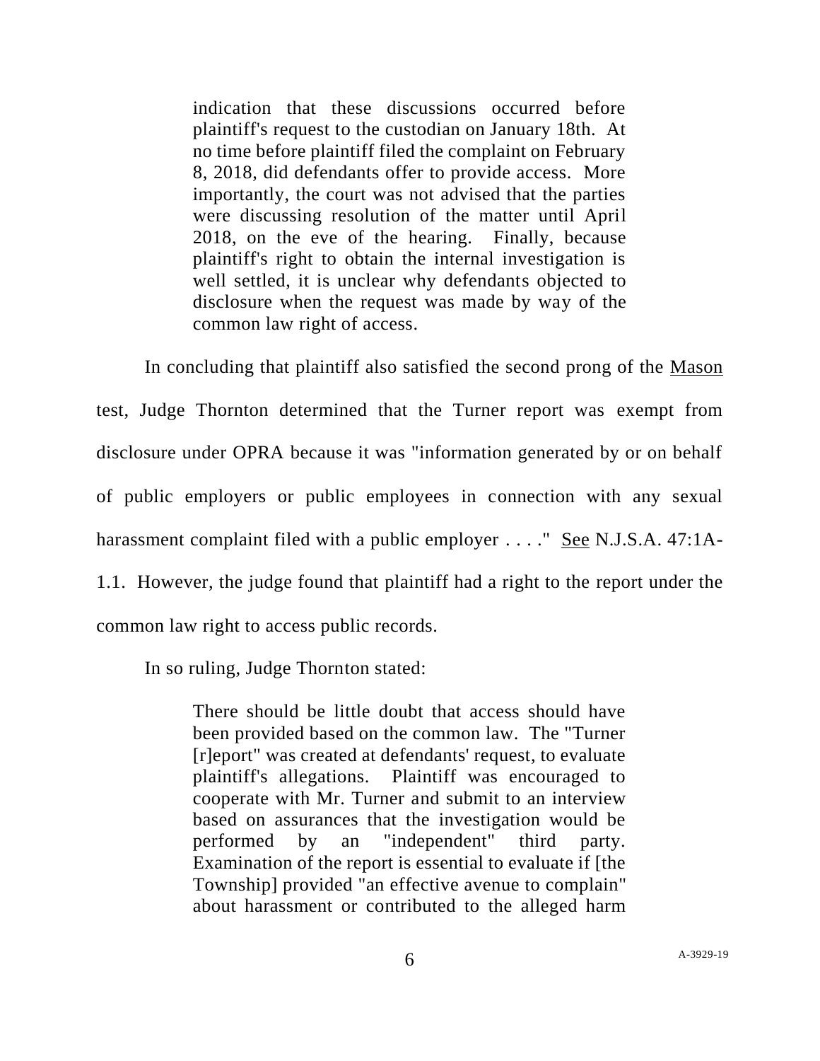> indication that these discussions occurred before plaintiff's request to the custodian on January 18th. At no time before plaintiff filed the complaint on February 8, 2018, did defendants offer to provide access. More importantly, the court was not advised that the parties were discussing resolution of the matter until April 2018, on the eve of the hearing. Finally, because plaintiff's right to obtain the internal investigation is well settled, it is unclear why defendants objected to disclosure when the request was made by way of the common law right of access.

In concluding that plaintiff also satisfied the second prong of the Mason test, Judge Thornton determined that the Turner report was exempt from disclosure under OPRA because it was "information generated by or on behalf of public employers or public employees in connection with any sexual harassment complaint filed with a public employer . . . ." See N.J.S.A. 47:1A-1.1. However, the judge found that plaintiff had a right to the report under the common law right to access public records.

In so ruling, Judge Thornton stated:

> There should be little doubt that access should have been provided based on the common law. The "Turner [r]eport" was created at defendants' request, to evaluate plaintiff's allegations. Plaintiff was encouraged to cooperate with Mr. Turner and submit to an interview based on assurances that the investigation would be performed by an "independent" third party. Examination of the report is essential to evaluate if [the Township] provided "an effective avenue to complain" about harassment or contributed to the alleged harm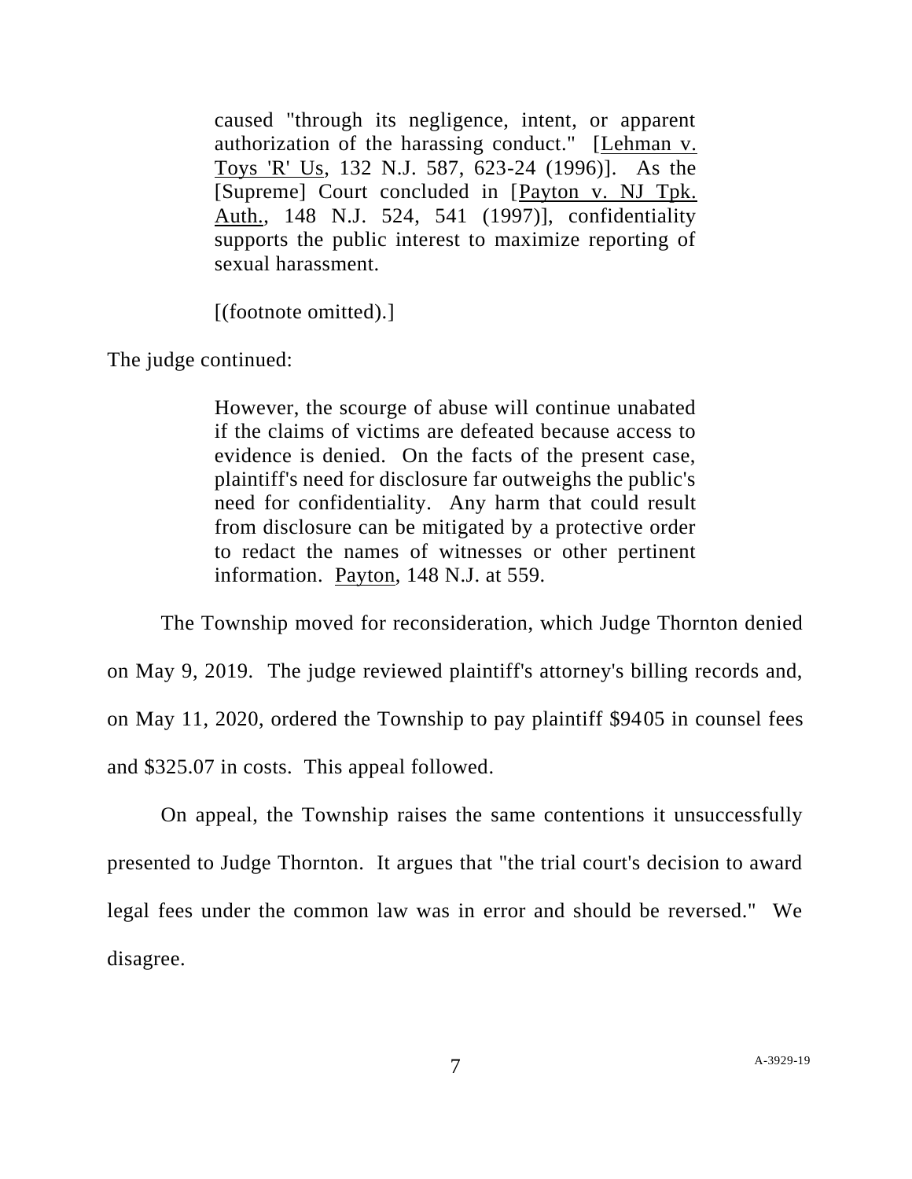> caused "through its negligence, intent, or apparent authorization of the harassing conduct." [Lehman v. Toys 'R' Us, 132 N.J. 587, 623-24 (1996)]. As the [Supreme] Court concluded in [Payton v. NJ Tpk. Auth., 148 N.J. 524, 541 (1997)], confidentiality supports the public interest to maximize reporting of sexual harassment.
>
> [(footnote omitted).]

The judge continued:

> However, the scourge of abuse will continue unabated if the claims of victims are defeated because access to evidence is denied. On the facts of the present case, plaintiff's need for disclosure far outweighs the public's need for confidentiality. Any harm that could result from disclosure can be mitigated by a protective order to redact the names of witnesses or other pertinent information. Payton, 148 N.J. at 559.

The Township moved for reconsideration, which Judge Thornton denied on May 9, 2019. The judge reviewed plaintiff's attorney's billing records and, on May 11, 2020, ordered the Township to pay plaintiff $9405 in counsel fees and $325.07 in costs. This appeal followed.

On appeal, the Township raises the same contentions it unsuccessfully presented to Judge Thornton. It argues that "the trial court's decision to award legal fees under the common law was in error and should be reversed." We disagree.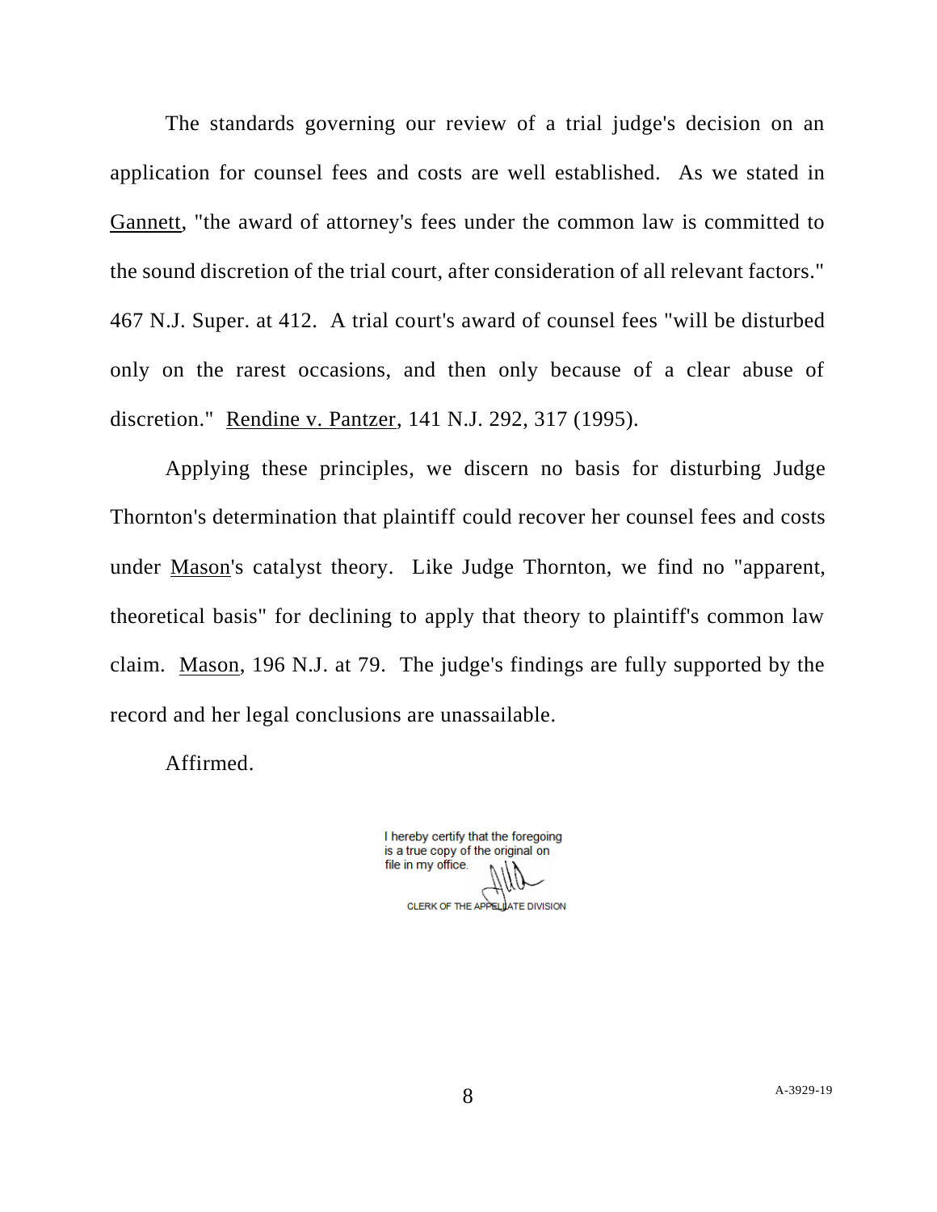The standards governing our review of a trial judge's decision on an application for counsel fees and costs are well established. As we stated in Gannett, "the award of attorney's fees under the common law is committed to the sound discretion of the trial court, after consideration of all relevant factors." 467 N.J. Super. at 412. A trial court's award of counsel fees "will be disturbed only on the rarest occasions, and then only because of a clear abuse of discretion." Rendine v. Pantzer, 141 N.J. 292, 317 (1995).

Applying these principles, we discern no basis for disturbing Judge Thornton's determination that plaintiff could recover her counsel fees and costs under Mason's catalyst theory. Like Judge Thornton, we find no "apparent, theoretical basis" for declining to apply that theory to plaintiff's common law claim. Mason, 196 N.J. at 79. The judge's findings are fully supported by the record and her legal conclusions are unassailable.

Affirmed.

I hereby certify that the foregoing is a true copy of the original on file in my office.

CLERK OF THE APPELLATE DIVISION